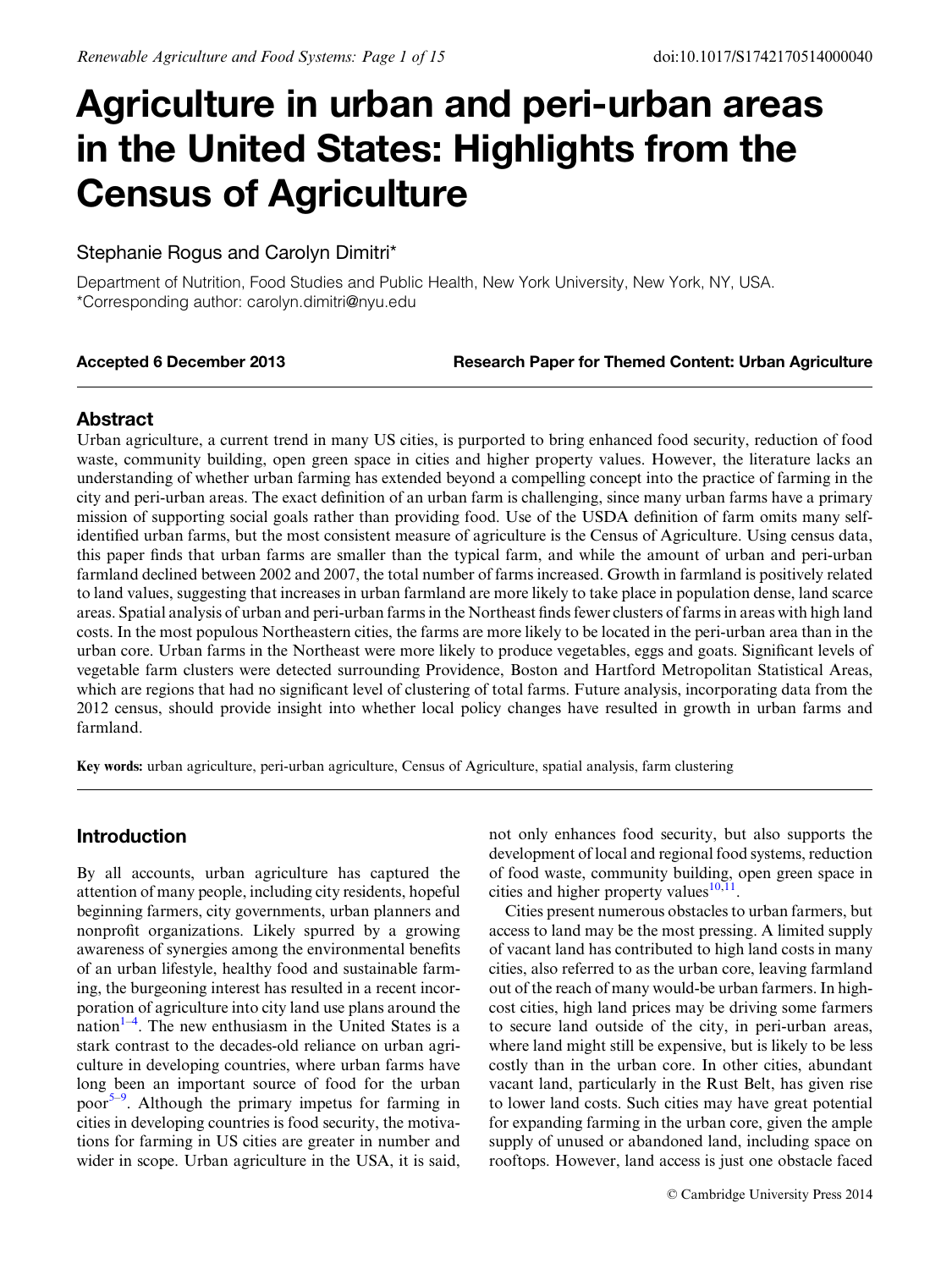# Agriculture in urban and peri-urban areas in the United States: Highlights from the Census of Agriculture

Stephanie Rogus and Carolyn Dimitri*

Department of Nutrition, Food Studies and Public Health, New York University, New York, NY, USA.
*Corresponding author: carolyn.dimitri@nyu.edu

**Accepted 6 December 2013** **Research Paper for Themed Content: Urban Agriculture**

## Abstract

Urban agriculture, a current trend in many US cities, is purported to bring enhanced food security, reduction of food waste, community building, open green space in cities and higher property values. However, the literature lacks an understanding of whether urban farming has extended beyond a compelling concept into the practice of farming in the city and peri-urban areas. The exact definition of an urban farm is challenging, since many urban farms have a primary mission of supporting social goals rather than providing food. Use of the USDA definition of farm omits many self-identified urban farms, but the most consistent measure of agriculture is the Census of Agriculture. Using census data, this paper finds that urban farms are smaller than the typical farm, and while the amount of urban and peri-urban farmland declined between 2002 and 2007, the total number of farms increased. Growth in farmland is positively related to land values, suggesting that increases in urban farmland are more likely to take place in population dense, land scarce areas. Spatial analysis of urban and peri-urban farms in the Northeast finds fewer clusters of farms in areas with high land costs. In the most populous Northeastern cities, the farms are more likely to be located in the peri-urban area than in the urban core. Urban farms in the Northeast were more likely to produce vegetables, eggs and goats. Significant levels of vegetable farm clusters were detected surrounding Providence, Boston and Hartford Metropolitan Statistical Areas, which are regions that had no significant level of clustering of total farms. Future analysis, incorporating data from the 2012 census, should provide insight into whether local policy changes have resulted in growth in urban farms and farmland.

**Key words:** urban agriculture, peri-urban agriculture, Census of Agriculture, spatial analysis, farm clustering

## Introduction

By all accounts, urban agriculture has captured the attention of many people, including city residents, hopeful beginning farmers, city governments, urban planners and nonprofit organizations. Likely spurred by a growing awareness of synergies among the environmental benefits of an urban lifestyle, healthy food and sustainable farming, the burgeoning interest has resulted in a recent incorporation of agriculture into city land use plans around the nation[1–4]. The new enthusiasm in the United States is a stark contrast to the decades-old reliance on urban agriculture in developing countries, where urban farms have long been an important source of food for the urban poor[5–9]. Although the primary impetus for farming in cities in developing countries is food security, the motivations for farming in US cities are greater in number and wider in scope. Urban agriculture in the USA, it is said, not only enhances food security, but also supports the development of local and regional food systems, reduction of food waste, community building, open green space in cities and higher property values[10,11].

Cities present numerous obstacles to urban farmers, but access to land may be the most pressing. A limited supply of vacant land has contributed to high land costs in many cities, also referred to as the urban core, leaving farmland out of the reach of many would-be urban farmers. In high-cost cities, high land prices may be driving some farmers to secure land outside of the city, in peri-urban areas, where land might still be expensive, but is likely to be less costly than in the urban core. In other cities, abundant vacant land, particularly in the Rust Belt, has given rise to lower land costs. Such cities may have great potential for expanding farming in the urban core, given the ample supply of unused or abandoned land, including space on rooftops. However, land access is just one obstacle faced

© Cambridge University Press 2014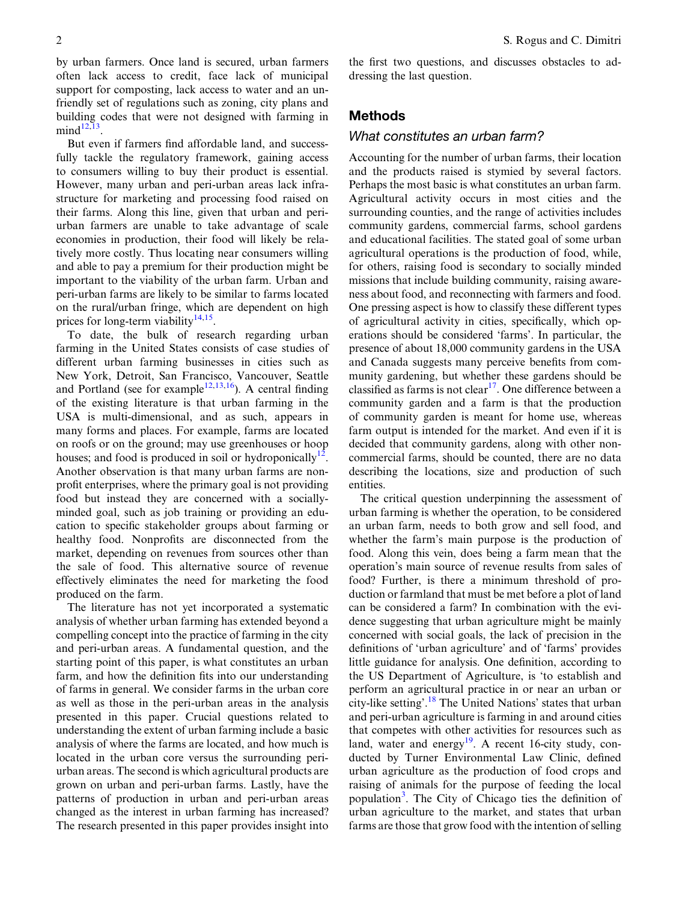by urban farmers. Once land is secured, urban farmers often lack access to credit, face lack of municipal support for composting, lack access to water and an unfriendly set of regulations such as zoning, city plans and building codes that were not designed with farming in mind[12,13].

But even if farmers find affordable land, and successfully tackle the regulatory framework, gaining access to consumers willing to buy their product is essential. However, many urban and peri-urban areas lack infrastructure for marketing and processing food raised on their farms. Along this line, given that urban and peri-urban farmers are unable to take advantage of scale economies in production, their food will likely be relatively more costly. Thus locating near consumers willing and able to pay a premium for their production might be important to the viability of the urban farm. Urban and peri-urban farms are likely to be similar to farms located on the rural/urban fringe, which are dependent on high prices for long-term viability[14,15].

To date, the bulk of research regarding urban farming in the United States consists of case studies of different urban farming businesses in cities such as New York, Detroit, San Francisco, Vancouver, Seattle and Portland (see for example[12,13,16]). A central finding of the existing literature is that urban farming in the USA is multi-dimensional, and as such, appears in many forms and places. For example, farms are located on roofs or on the ground; may use greenhouses or hoop houses; and food is produced in soil or hydroponically[12]. Another observation is that many urban farms are nonprofit enterprises, where the primary goal is not providing food but instead they are concerned with a socially-minded goal, such as job training or providing an education to specific stakeholder groups about farming or healthy food. Nonprofits are disconnected from the market, depending on revenues from sources other than the sale of food. This alternative source of revenue effectively eliminates the need for marketing the food produced on the farm.

The literature has not yet incorporated a systematic analysis of whether urban farming has extended beyond a compelling concept into the practice of farming in the city and peri-urban areas. A fundamental question, and the starting point of this paper, is what constitutes an urban farm, and how the definition fits into our understanding of farms in general. We consider farms in the urban core as well as those in the peri-urban areas in the analysis presented in this paper. Crucial questions related to understanding the extent of urban farming include a basic analysis of where the farms are located, and how much is located in the urban core versus the surrounding peri-urban areas. The second is which agricultural products are grown on urban and peri-urban farms. Lastly, have the patterns of production in urban and peri-urban areas changed as the interest in urban farming has increased? The research presented in this paper provides insight into the first two questions, and discusses obstacles to addressing the last question.

## Methods

### *What constitutes an urban farm?*

Accounting for the number of urban farms, their location and the products raised is stymied by several factors. Perhaps the most basic is what constitutes an urban farm. Agricultural activity occurs in most cities and the surrounding counties, and the range of activities includes community gardens, commercial farms, school gardens and educational facilities. The stated goal of some urban agricultural operations is the production of food, while, for others, raising food is secondary to socially minded missions that include building community, raising awareness about food, and reconnecting with farmers and food. One pressing aspect is how to classify these different types of agricultural activity in cities, specifically, which operations should be considered 'farms'. In particular, the presence of about 18,000 community gardens in the USA and Canada suggests many perceive benefits from community gardening, but whether these gardens should be classified as farms is not clear[17]. One difference between a community garden and a farm is that the production of community garden is meant for home use, whereas farm output is intended for the market. And even if it is decided that community gardens, along with other non-commercial farms, should be counted, there are no data describing the locations, size and production of such entities.

The critical question underpinning the assessment of urban farming is whether the operation, to be considered an urban farm, needs to both grow and sell food, and whether the farm's main purpose is the production of food. Along this vein, does being a farm mean that the operation's main source of revenue results from sales of food? Further, is there a minimum threshold of production or farmland that must be met before a plot of land can be considered a farm? In combination with the evidence suggesting that urban agriculture might be mainly concerned with social goals, the lack of precision in the definitions of 'urban agriculture' and of 'farms' provides little guidance for analysis. One definition, according to the US Department of Agriculture, is 'to establish and perform an agricultural practice in or near an urban or city-like setting'.[18] The United Nations' states that urban and peri-urban agriculture is farming in and around cities that competes with other activities for resources such as land, water and energy[19]. A recent 16-city study, conducted by Turner Environmental Law Clinic, defined urban agriculture as the production of food crops and raising of animals for the purpose of feeding the local population[3]. The City of Chicago ties the definition of urban agriculture to the market, and states that urban farms are those that grow food with the intention of selling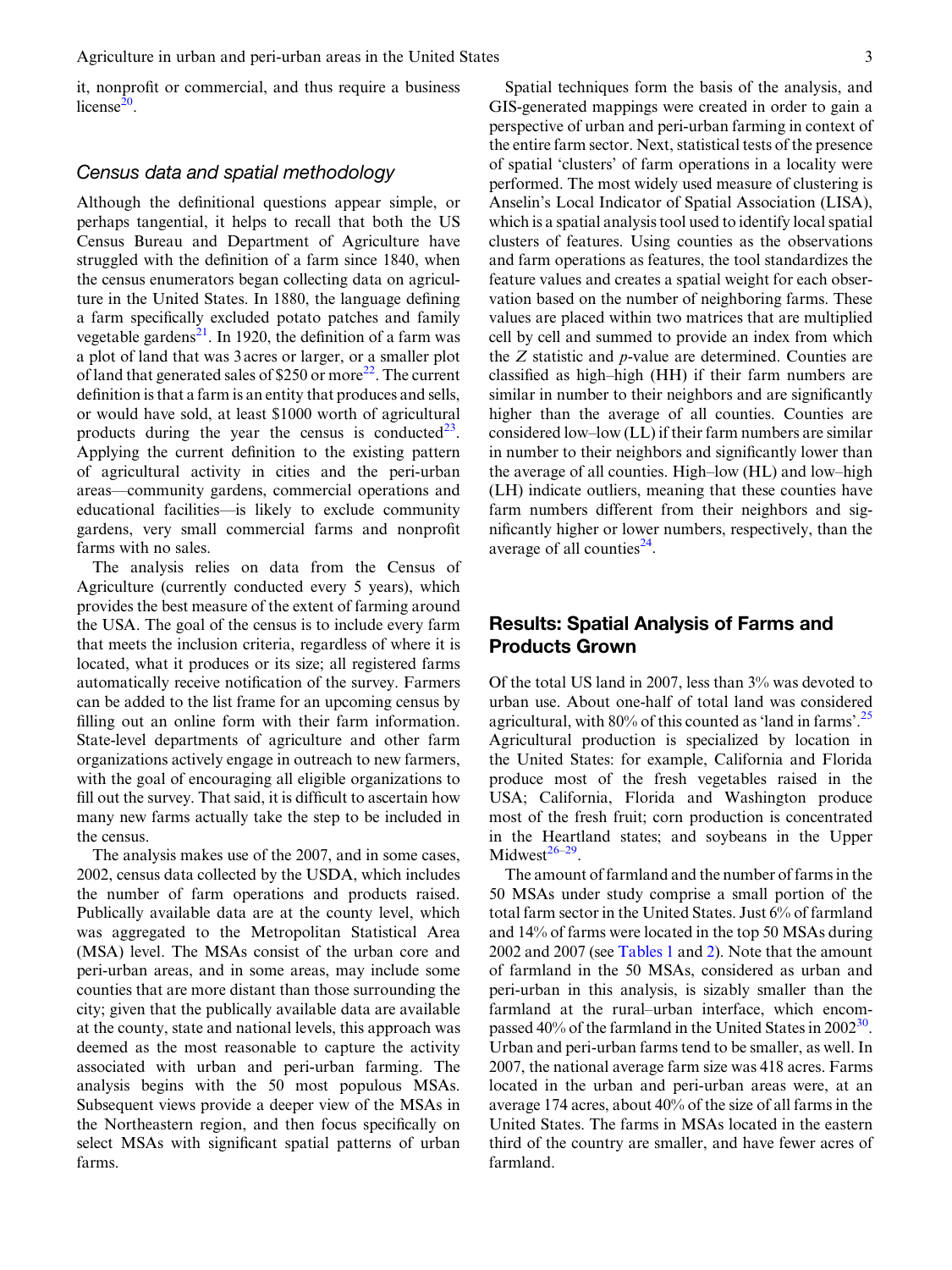it, nonprofit or commercial, and thus require a business license[20].

### Census data and spatial methodology

Although the definitional questions appear simple, or perhaps tangential, it helps to recall that both the US Census Bureau and Department of Agriculture have struggled with the definition of a farm since 1840, when the census enumerators began collecting data on agriculture in the United States. In 1880, the language defining a farm specifically excluded potato patches and family vegetable gardens[21]. In 1920, the definition of a farm was a plot of land that was 3 acres or larger, or a smaller plot of land that generated sales of $250 or more[22]. The current definition is that a farm is an entity that produces and sells, or would have sold, at least $1000 worth of agricultural products during the year the census is conducted[23]. Applying the current definition to the existing pattern of agricultural activity in cities and the peri-urban areas—community gardens, commercial operations and educational facilities—is likely to exclude community gardens, very small commercial farms and nonprofit farms with no sales.

The analysis relies on data from the Census of Agriculture (currently conducted every 5 years), which provides the best measure of the extent of farming around the USA. The goal of the census is to include every farm that meets the inclusion criteria, regardless of where it is located, what it produces or its size; all registered farms automatically receive notification of the survey. Farmers can be added to the list frame for an upcoming census by filling out an online form with their farm information. State-level departments of agriculture and other farm organizations actively engage in outreach to new farmers, with the goal of encouraging all eligible organizations to fill out the survey. That said, it is difficult to ascertain how many new farms actually take the step to be included in the census.

The analysis makes use of the 2007, and in some cases, 2002, census data collected by the USDA, which includes the number of farm operations and products raised. Publically available data are at the county level, which was aggregated to the Metropolitan Statistical Area (MSA) level. The MSAs consist of the urban core and peri-urban areas, and in some areas, may include some counties that are more distant than those surrounding the city; given that the publically available data are available at the county, state and national levels, this approach was deemed as the most reasonable to capture the activity associated with urban and peri-urban farming. The analysis begins with the 50 most populous MSAs. Subsequent views provide a deeper view of the MSAs in the Northeastern region, and then focus specifically on select MSAs with significant spatial patterns of urban farms.

Spatial techniques form the basis of the analysis, and GIS-generated mappings were created in order to gain a perspective of urban and peri-urban farming in context of the entire farm sector. Next, statistical tests of the presence of spatial 'clusters' of farm operations in a locality were performed. The most widely used measure of clustering is Anselin's Local Indicator of Spatial Association (LISA), which is a spatial analysis tool used to identify local spatial clusters of features. Using counties as the observations and farm operations as features, the tool standardizes the feature values and creates a spatial weight for each observation based on the number of neighboring farms. These values are placed within two matrices that are multiplied cell by cell and summed to provide an index from which the $Z$ statistic and $p$-value are determined. Counties are classified as high–high (HH) if their farm numbers are similar in number to their neighbors and are significantly higher than the average of all counties. Counties are considered low–low (LL) if their farm numbers are similar in number to their neighbors and significantly lower than the average of all counties. High–low (HL) and low–high (LH) indicate outliers, meaning that these counties have farm numbers different from their neighbors and significantly higher or lower numbers, respectively, than the average of all counties[24].

## Results: Spatial Analysis of Farms and Products Grown

Of the total US land in 2007, less than 3% was devoted to urban use. About one-half of total land was considered agricultural, with 80% of this counted as 'land in farms'.[25] Agricultural production is specialized by location in the United States: for example, California and Florida produce most of the fresh vegetables raised in the USA; California, Florida and Washington produce most of the fresh fruit; corn production is concentrated in the Heartland states; and soybeans in the Upper Midwest[26–29].

The amount of farmland and the number of farms in the 50 MSAs under study comprise a small portion of the total farm sector in the United States. Just 6% of farmland and 14% of farms were located in the top 50 MSAs during 2002 and 2007 (see Tables 1 and 2). Note that the amount of farmland in the 50 MSAs, considered as urban and peri-urban in this analysis, is sizably smaller than the farmland at the rural–urban interface, which encompassed 40% of the farmland in the United States in 2002[30]. Urban and peri-urban farms tend to be smaller, as well. In 2007, the national average farm size was 418 acres. Farms located in the urban and peri-urban areas were, at an average 174 acres, about 40% of the size of all farms in the United States. The farms in MSAs located in the eastern third of the country are smaller, and have fewer acres of farmland.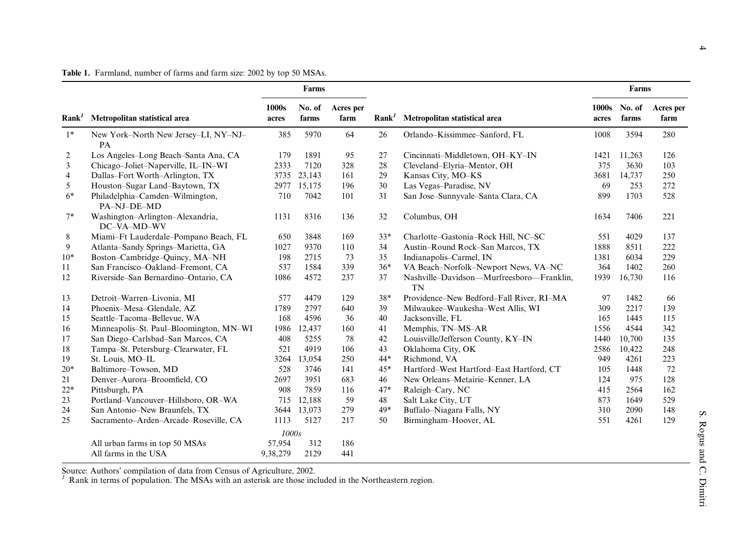**Table 1.** Farmland, number of farms and farm size: 2002 by top 50 MSAs.

| | | Farms | | | | | Farms | | |
|---|---|---|---|---|---|---|---|---|---|
| Rank[1] | Metropolitan statistical area | 1000s acres | No. of farms | Acres per farm | Rank[1] | Metropolitan statistical area | 1000s acres | No. of farms | Acres per farm |
| 1* | New York–North New Jersey–LI, NY–NJ–PA | 385 | 5970 | 64 | 26 | Orlando–Kissimmee–Sanford, FL | 1008 | 3594 | 280 |
| 2 | Los Angeles–Long Beach–Santa Ana, CA | 179 | 1891 | 95 | 27 | Cincinnati–Middletown, OH–KY–IN | 1421 | 11,263 | 126 |
| 3 | Chicago–Joliet–Naperville, IL–IN–WI | 2333 | 7120 | 328 | 28 | Cleveland–Elyria–Mentor, OH | 375 | 3630 | 103 |
| 4 | Dallas–Fort Worth–Arlington, TX | 3735 | 23,143 | 161 | 29 | Kansas City, MO–KS | 3681 | 14,737 | 250 |
| 5 | Houston–Sugar Land–Baytown, TX | 2977 | 15,175 | 196 | 30 | Las Vegas–Paradise, NV | 69 | 253 | 272 |
| 6* | Philadelphia–Camden–Wilmington, PA–NJ–DE–MD | 710 | 7042 | 101 | 31 | San Jose–Sunnyvale–Santa Clara, CA | 899 | 1703 | 528 |
| 7* | Washington–Arlington–Alexandria, DC–VA–MD–WV | 1131 | 8316 | 136 | 32 | Columbus, OH | 1634 | 7406 | 221 |
| 8 | Miami–Ft Lauderdale–Pompano Beach, FL | 650 | 3848 | 169 | 33* | Charlotte–Gastonia–Rock Hill, NC–SC | 551 | 4029 | 137 |
| 9 | Atlanta–Sandy Springs–Marietta, GA | 1027 | 9370 | 110 | 34 | Austin–Round Rock–San Marcos, TX | 1888 | 8511 | 222 |
| 10* | Boston–Cambridge–Quincy, MA–NH | 198 | 2715 | 73 | 35 | Indianapolis–Carmel, IN | 1381 | 6034 | 229 |
| 11 | San Francisco–Oakland–Fremont, CA | 537 | 1584 | 339 | 36* | VA Beach–Norfolk–Newport News, VA–NC | 364 | 1402 | 260 |
| 12 | Riverside–San Bernardino–Ontario, CA | 1086 | 4572 | 237 | 37 | Nashville–Davidson—Murfreesboro—Franklin, TN | 1939 | 16,730 | 116 |
| 13 | Detroit–Warren–Livonia, MI | 577 | 4479 | 129 | 38* | Providence–New Bedford–Fall River, RI–MA | 97 | 1482 | 66 |
| 14 | Phoenix–Mesa–Glendale, AZ | 1789 | 2797 | 640 | 39 | Milwaukee–Waukesha–West Allis, WI | 309 | 2217 | 139 |
| 15 | Seattle–Tacoma–Bellevue, WA | 168 | 4596 | 36 | 40 | Jacksonville, FL | 165 | 1445 | 115 |
| 16 | Minneapolis–St. Paul–Bloomington, MN–WI | 1986 | 12,437 | 160 | 41 | Memphis, TN–MS–AR | 1556 | 4544 | 342 |
| 17 | San Diego–Carlsbad–San Marcos, CA | 408 | 5255 | 78 | 42 | Louisville/Jefferson County, KY–IN | 1440 | 10,700 | 135 |
| 18 | Tampa–St. Petersburg–Clearwater, FL | 521 | 4919 | 106 | 43 | Oklahoma City, OK | 2586 | 10,422 | 248 |
| 19 | St. Louis, MO–IL | 3264 | 13,054 | 250 | 44* | Richmond, VA | 949 | 4261 | 223 |
| 20* | Baltimore–Towson, MD | 528 | 3746 | 141 | 45* | Hartford–West Hartford–East Hartford, CT | 105 | 1448 | 72 |
| 21 | Denver–Aurora–Broomfield, CO | 2697 | 3951 | 683 | 46 | New Orleans–Metairie–Kenner, LA | 124 | 975 | 128 |
| 22* | Pittsburgh, PA | 908 | 7859 | 116 | 47* | Raleigh–Cary, NC | 415 | 2564 | 162 |
| 23 | Portland–Vancouver–Hillsboro, OR–WA | 715 | 12,188 | 59 | 48 | Salt Lake City, UT | 873 | 1649 | 529 |
| 24 | San Antonio–New Braunfels, TX | 3644 | 13,073 | 279 | 49* | Buffalo–Niagara Falls, NY | 310 | 2090 | 148 |
| 25 | Sacramento–Arden–Arcade–Roseville, CA | 1113 | 5127 | 217 | 50 | Birmingham–Hoover, AL | 551 | 4261 | 129 |
| | | | *1000s* | | | | | | |
| | All urban farms in top 50 MSAs | 57,954 | 312 | 186 | | | | | |
| | All farms in the USA | 9,38,279 | 2129 | 441 | | | | | |

Source: Authors' compilation of data from Census of Agriculture, 2002.

[1] Rank in terms of population. The MSAs with an asterisk are those included in the Northeastern region.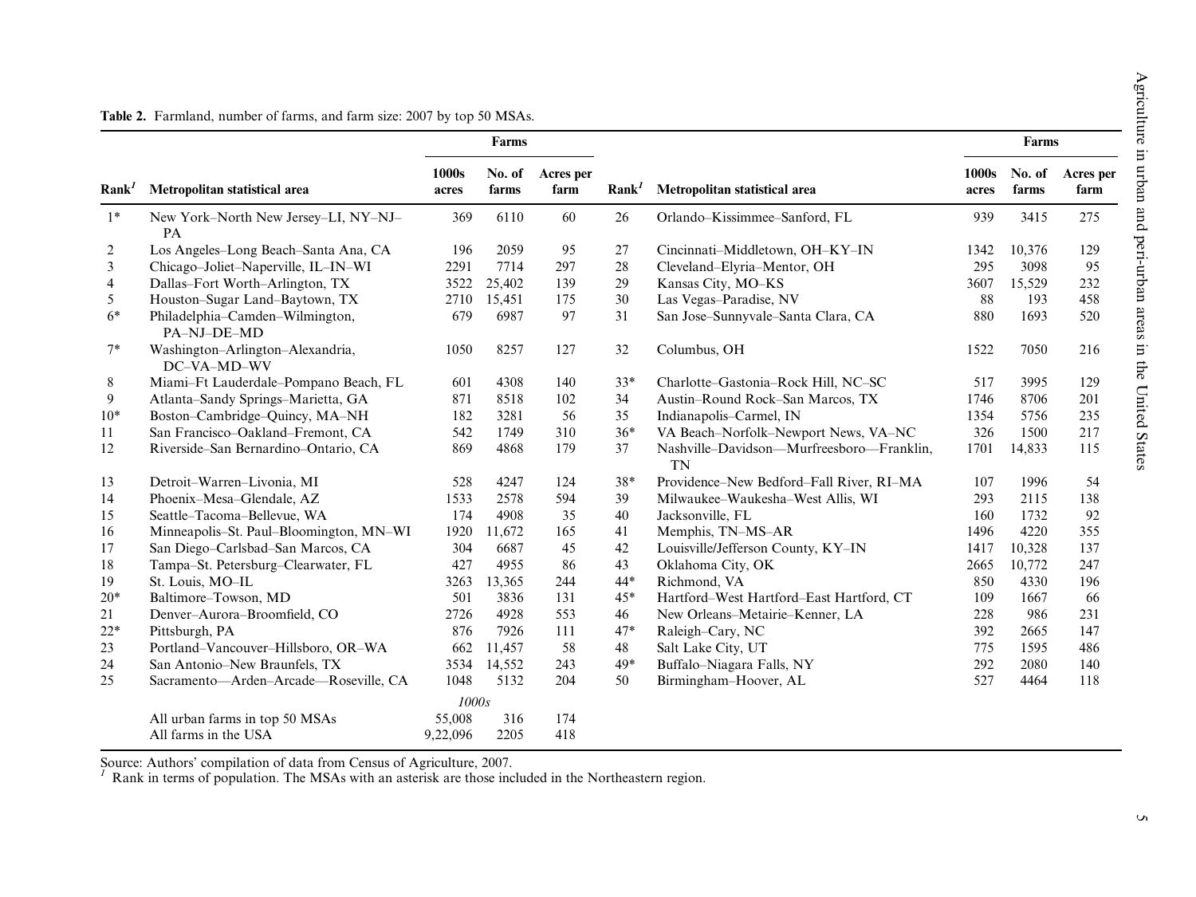**Table 2.** Farmland, number of farms, and farm size: 2007 by top 50 MSAs.

| Rank[1] | Metropolitan statistical area | Farms | | | Rank[1] | Metropolitan statistical area | Farms | | |
|---|---|---|---|---|---|---|---|---|---|
| | | 1000s acres | No. of farms | Acres per farm | | | 1000s acres | No. of farms | Acres per farm |
| 1* | New York–North New Jersey–LI, NY–NJ–PA | 369 | 6110 | 60 | 26 | Orlando–Kissimmee–Sanford, FL | 939 | 3415 | 275 |
| 2 | Los Angeles–Long Beach–Santa Ana, CA | 196 | 2059 | 95 | 27 | Cincinnati–Middletown, OH–KY–IN | 1342 | 10,376 | 129 |
| 3 | Chicago–Joliet–Naperville, IL–IN–WI | 2291 | 7714 | 297 | 28 | Cleveland–Elyria–Mentor, OH | 295 | 3098 | 95 |
| 4 | Dallas–Fort Worth–Arlington, TX | 3522 | 25,402 | 139 | 29 | Kansas City, MO–KS | 3607 | 15,529 | 232 |
| 5 | Houston–Sugar Land–Baytown, TX | 2710 | 15,451 | 175 | 30 | Las Vegas–Paradise, NV | 88 | 193 | 458 |
| 6* | Philadelphia–Camden–Wilmington, PA–NJ–DE–MD | 679 | 6987 | 97 | 31 | San Jose–Sunnyvale–Santa Clara, CA | 880 | 1693 | 520 |
| 7* | Washington–Arlington–Alexandria, DC–VA–MD–WV | 1050 | 8257 | 127 | 32 | Columbus, OH | 1522 | 7050 | 216 |
| 8 | Miami–Ft Lauderdale–Pompano Beach, FL | 601 | 4308 | 140 | 33* | Charlotte–Gastonia–Rock Hill, NC–SC | 517 | 3995 | 129 |
| 9 | Atlanta–Sandy Springs–Marietta, GA | 871 | 8518 | 102 | 34 | Austin–Round Rock–San Marcos, TX | 1746 | 8706 | 201 |
| 10* | Boston–Cambridge–Quincy, MA–NH | 182 | 3281 | 56 | 35 | Indianapolis–Carmel, IN | 1354 | 5756 | 235 |
| 11 | San Francisco–Oakland–Fremont, CA | 542 | 1749 | 310 | 36* | VA Beach–Norfolk–Newport News, VA–NC | 326 | 1500 | 217 |
| 12 | Riverside–San Bernardino–Ontario, CA | 869 | 4868 | 179 | 37 | Nashville–Davidson—Murfreesboro—Franklin, TN | 1701 | 14,833 | 115 |
| 13 | Detroit–Warren–Livonia, MI | 528 | 4247 | 124 | 38* | Providence–New Bedford–Fall River, RI–MA | 107 | 1996 | 54 |
| 14 | Phoenix–Mesa–Glendale, AZ | 1533 | 2578 | 594 | 39 | Milwaukee–Waukesha–West Allis, WI | 293 | 2115 | 138 |
| 15 | Seattle–Tacoma–Bellevue, WA | 174 | 4908 | 35 | 40 | Jacksonville, FL | 160 | 1732 | 92 |
| 16 | Minneapolis–St. Paul–Bloomington, MN–WI | 1920 | 11,672 | 165 | 41 | Memphis, TN–MS–AR | 1496 | 4220 | 355 |
| 17 | San Diego–Carlsbad–San Marcos, CA | 304 | 6687 | 45 | 42 | Louisville/Jefferson County, KY–IN | 1417 | 10,328 | 137 |
| 18 | Tampa–St. Petersburg–Clearwater, FL | 427 | 4955 | 86 | 43 | Oklahoma City, OK | 2665 | 10,772 | 247 |
| 19 | St. Louis, MO–IL | 3263 | 13,365 | 244 | 44* | Richmond, VA | 850 | 4330 | 196 |
| 20* | Baltimore–Towson, MD | 501 | 3836 | 131 | 45* | Hartford–West Hartford–East Hartford, CT | 109 | 1667 | 66 |
| 21 | Denver–Aurora–Broomfield, CO | 2726 | 4928 | 553 | 46 | New Orleans–Metairie–Kenner, LA | 228 | 986 | 231 |
| 22* | Pittsburgh, PA | 876 | 7926 | 111 | 47* | Raleigh–Cary, NC | 392 | 2665 | 147 |
| 23 | Portland–Vancouver–Hillsboro, OR–WA | 662 | 11,457 | 58 | 48 | Salt Lake City, UT | 775 | 1595 | 486 |
| 24 | San Antonio–New Braunfels, TX | 3534 | 14,552 | 243 | 49* | Buffalo–Niagara Falls, NY | 292 | 2080 | 140 |
| 25 | Sacramento—Arden–Arcade—Roseville, CA | 1048 | 5132 | 204 | 50 | Birmingham–Hoover, AL | 527 | 4464 | 118 |
| | | *1000s* | | | | | | | |
| | All urban farms in top 50 MSAs | 55,008 | 316 | 174 | | | | | |
| | All farms in the USA | 9,22,096 | 2205 | 418 | | | | | |

Source: Authors' compilation of data from Census of Agriculture, 2007.

[1] Rank in terms of population. The MSAs with an asterisk are those included in the Northeastern region.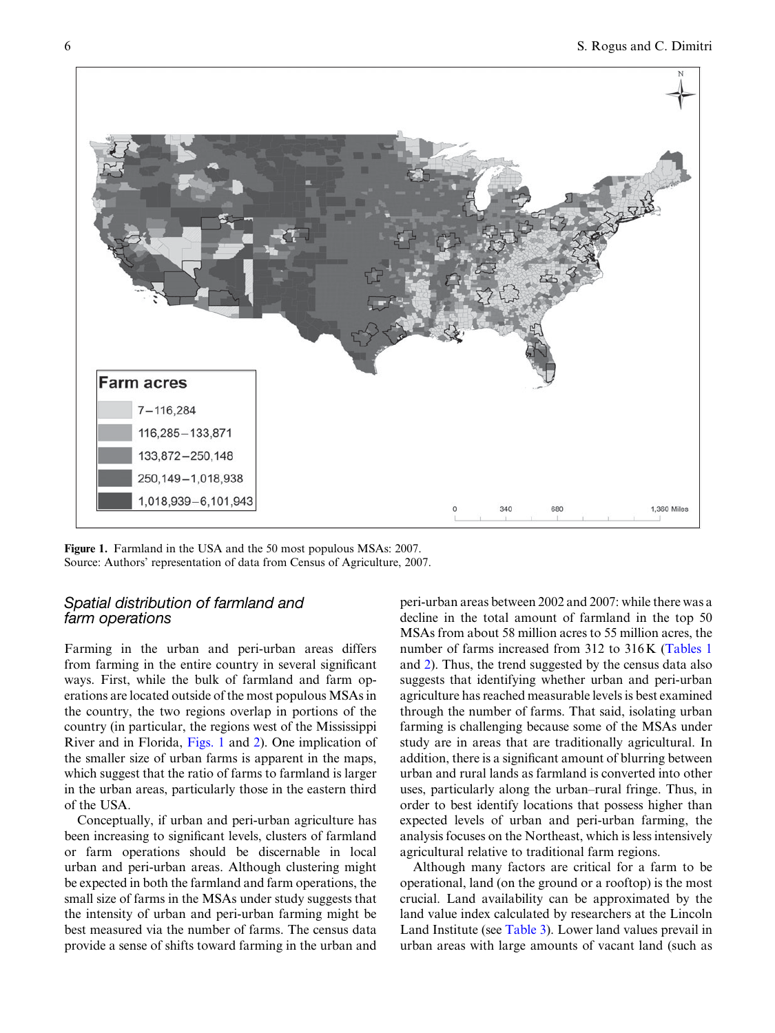Figure 1. Farmland in the USA and the 50 most populous MSAs: 2007.
Source: Authors' representation of data from Census of Agriculture, 2007.

## Spatial distribution of farmland and farm operations

Farming in the urban and peri-urban areas differs from farming in the entire country in several significant ways. First, while the bulk of farmland and farm operations are located outside of the most populous MSAs in the country, the two regions overlap in portions of the country (in particular, the regions west of the Mississippi River and in Florida, Figs. 1 and 2). One implication of the smaller size of urban farms is apparent in the maps, which suggest that the ratio of farms to farmland is larger in the urban areas, particularly those in the eastern third of the USA.

Conceptually, if urban and peri-urban agriculture has been increasing to significant levels, clusters of farmland or farm operations should be discernable in local urban and peri-urban areas. Although clustering might be expected in both the farmland and farm operations, the small size of farms in the MSAs under study suggests that the intensity of urban and peri-urban farming might be best measured via the number of farms. The census data provide a sense of shifts toward farming in the urban and peri-urban areas between 2002 and 2007: while there was a decline in the total amount of farmland in the top 50 MSAs from about 58 million acres to 55 million acres, the number of farms increased from 312 to 316 K (Tables 1 and 2). Thus, the trend suggested by the census data also suggests that identifying whether urban and peri-urban agriculture has reached measurable levels is best examined through the number of farms. That said, isolating urban farming is challenging because some of the MSAs under study are in areas that are traditionally agricultural. In addition, there is a significant amount of blurring between urban and rural lands as farmland is converted into other uses, particularly along the urban–rural fringe. Thus, in order to best identify locations that possess higher than expected levels of urban and peri-urban farming, the analysis focuses on the Northeast, which is less intensively agricultural relative to traditional farm regions.

Although many factors are critical for a farm to be operational, land (on the ground or a rooftop) is the most crucial. Land availability can be approximated by the land value index calculated by researchers at the Lincoln Land Institute (see Table 3). Lower land values prevail in urban areas with large amounts of vacant land (such as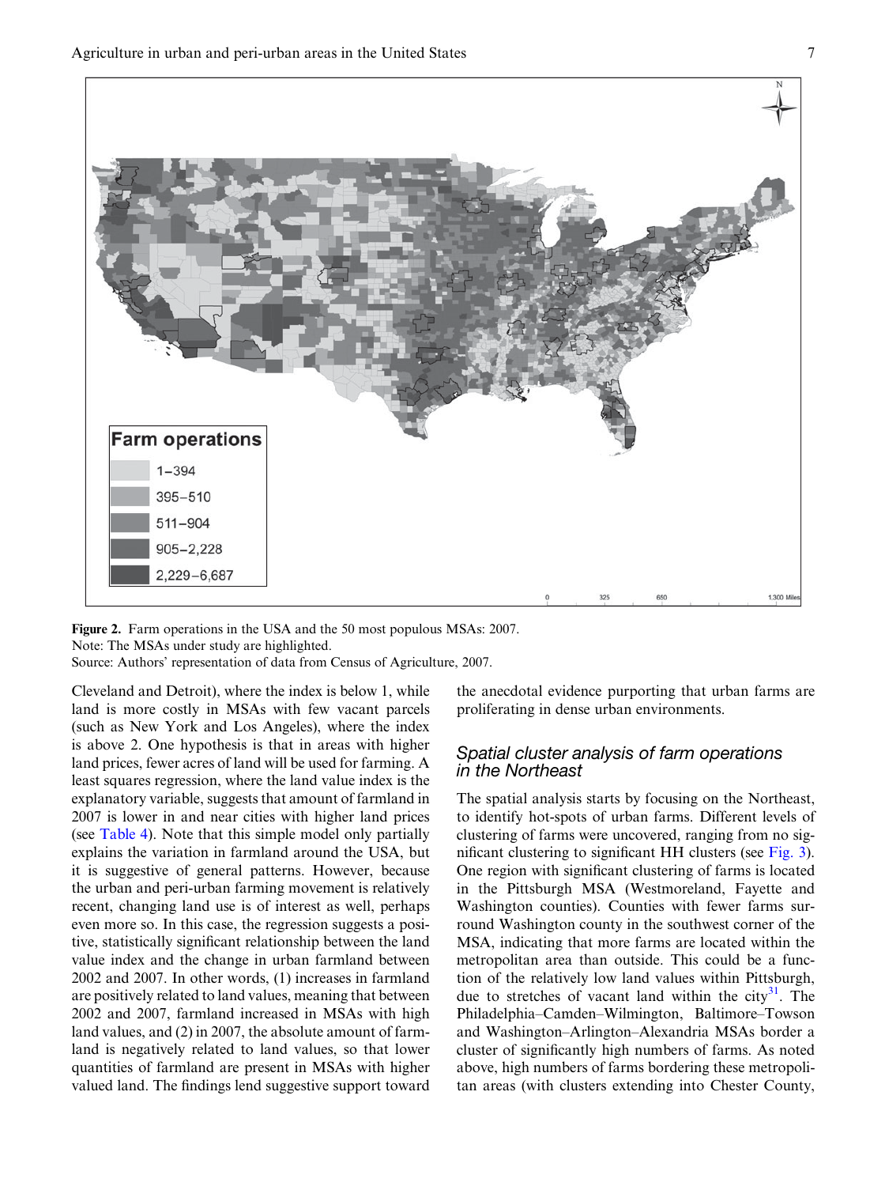Figure 2. Farm operations in the USA and the 50 most populous MSAs: 2007.
Note: The MSAs under study are highlighted.
Source: Authors' representation of data from Census of Agriculture, 2007.

Cleveland and Detroit), where the index is below 1, while land is more costly in MSAs with few vacant parcels (such as New York and Los Angeles), where the index is above 2. One hypothesis is that in areas with higher land prices, fewer acres of land will be used for farming. A least squares regression, where the land value index is the explanatory variable, suggests that amount of farmland in 2007 is lower in and near cities with higher land prices (see Table 4). Note that this simple model only partially explains the variation in farmland around the USA, but it is suggestive of general patterns. However, because the urban and peri-urban farming movement is relatively recent, changing land use is of interest as well, perhaps even more so. In this case, the regression suggests a positive, statistically significant relationship between the land value index and the change in urban farmland between 2002 and 2007. In other words, (1) increases in farmland are positively related to land values, meaning that between 2002 and 2007, farmland increased in MSAs with high land values, and (2) in 2007, the absolute amount of farmland is negatively related to land values, so that lower quantities of farmland are present in MSAs with higher valued land. The findings lend suggestive support toward the anecdotal evidence purporting that urban farms are proliferating in dense urban environments.

## Spatial cluster analysis of farm operations in the Northeast

The spatial analysis starts by focusing on the Northeast, to identify hot-spots of urban farms. Different levels of clustering of farms were uncovered, ranging from no significant clustering to significant HH clusters (see Fig. 3). One region with significant clustering of farms is located in the Pittsburgh MSA (Westmoreland, Fayette and Washington counties). Counties with fewer farms surround Washington county in the southwest corner of the MSA, indicating that more farms are located within the metropolitan area than outside. This could be a function of the relatively low land values within Pittsburgh, due to stretches of vacant land within the city[31]. The Philadelphia–Camden–Wilmington, Baltimore–Towson and Washington–Arlington–Alexandria MSAs border a cluster of significantly high numbers of farms. As noted above, high numbers of farms bordering these metropolitan areas (with clusters extending into Chester County,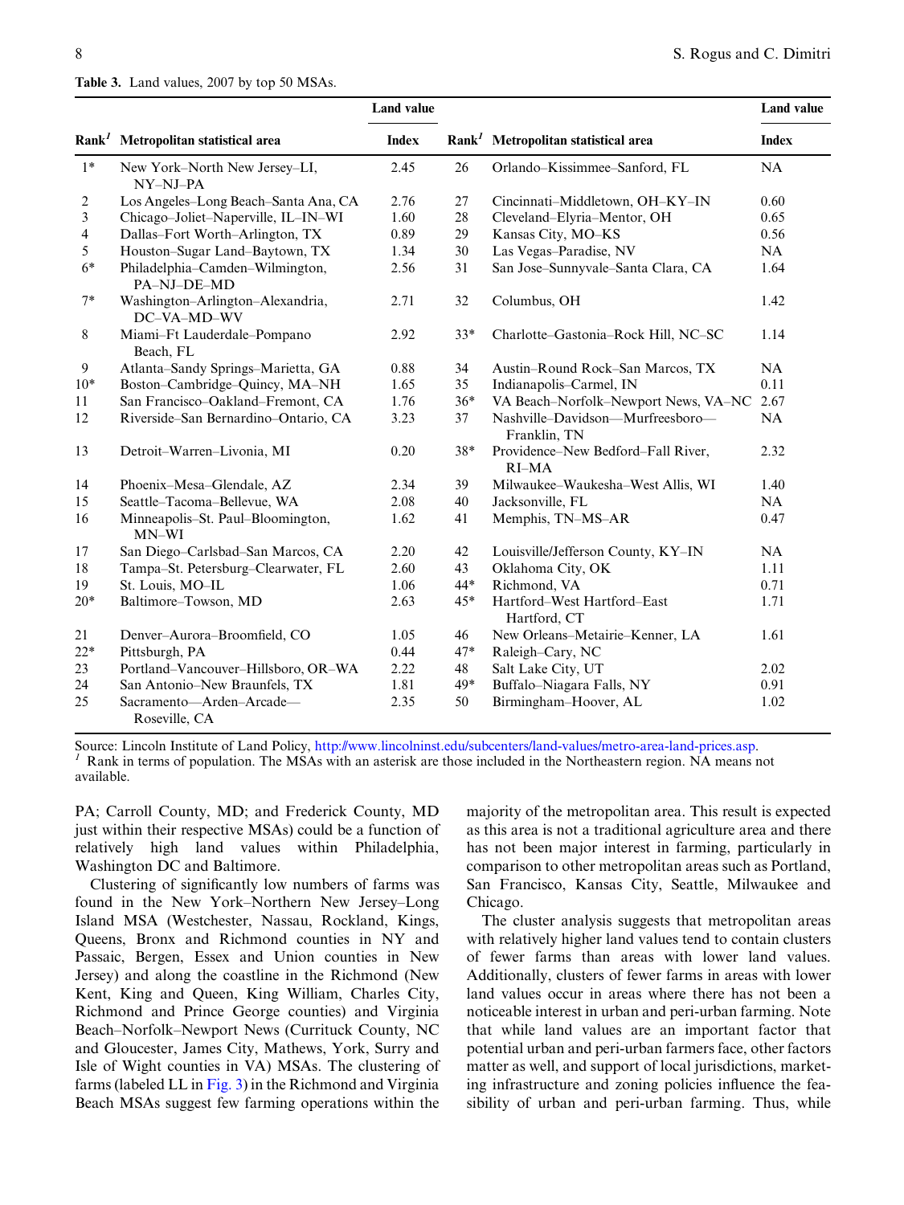**Table 3.** Land values, 2007 by top 50 MSAs.

| Rank[1] | Metropolitan statistical area | Land value Index | Rank[1] | Metropolitan statistical area | Land value Index |
|---|---|---|---|---|---|
| 1* | New York–North New Jersey–LI, NY–NJ–PA | 2.45 | 26 | Orlando–Kissimmee–Sanford, FL | NA |
| 2 | Los Angeles–Long Beach–Santa Ana, CA | 2.76 | 27 | Cincinnati–Middletown, OH–KY–IN | 0.60 |
| 3 | Chicago–Joliet–Naperville, IL–IN–WI | 1.60 | 28 | Cleveland–Elyria–Mentor, OH | 0.65 |
| 4 | Dallas–Fort Worth–Arlington, TX | 0.89 | 29 | Kansas City, MO–KS | 0.56 |
| 5 | Houston–Sugar Land–Baytown, TX | 1.34 | 30 | Las Vegas–Paradise, NV | NA |
| 6* | Philadelphia–Camden–Wilmington, PA–NJ–DE–MD | 2.56 | 31 | San Jose–Sunnyvale–Santa Clara, CA | 1.64 |
| 7* | Washington–Arlington–Alexandria, DC–VA–MD–WV | 2.71 | 32 | Columbus, OH | 1.42 |
| 8 | Miami–Ft Lauderdale–Pompano Beach, FL | 2.92 | 33* | Charlotte–Gastonia–Rock Hill, NC–SC | 1.14 |
| 9 | Atlanta–Sandy Springs–Marietta, GA | 0.88 | 34 | Austin–Round Rock–San Marcos, TX | NA |
| 10* | Boston–Cambridge–Quincy, MA–NH | 1.65 | 35 | Indianapolis–Carmel, IN | 0.11 |
| 11 | San Francisco–Oakland–Fremont, CA | 1.76 | 36* | VA Beach–Norfolk–Newport News, VA–NC | 2.67 |
| 12 | Riverside–San Bernardino–Ontario, CA | 3.23 | 37 | Nashville–Davidson—Murfreesboro—Franklin, TN | NA |
| 13 | Detroit–Warren–Livonia, MI | 0.20 | 38* | Providence–New Bedford–Fall River, RI–MA | 2.32 |
| 14 | Phoenix–Mesa–Glendale, AZ | 2.34 | 39 | Milwaukee–Waukesha–West Allis, WI | 1.40 |
| 15 | Seattle–Tacoma–Bellevue, WA | 2.08 | 40 | Jacksonville, FL | NA |
| 16 | Minneapolis–St. Paul–Bloomington, MN–WI | 1.62 | 41 | Memphis, TN–MS–AR | 0.47 |
| 17 | San Diego–Carlsbad–San Marcos, CA | 2.20 | 42 | Louisville/Jefferson County, KY–IN | NA |
| 18 | Tampa–St. Petersburg–Clearwater, FL | 2.60 | 43 | Oklahoma City, OK | 1.11 |
| 19 | St. Louis, MO–IL | 1.06 | 44* | Richmond, VA | 0.71 |
| 20* | Baltimore–Towson, MD | 2.63 | 45* | Hartford–West Hartford–East Hartford, CT | 1.71 |
| 21 | Denver–Aurora–Broomfield, CO | 1.05 | 46 | New Orleans–Metairie–Kenner, LA | 1.61 |
| 22* | Pittsburgh, PA | 0.44 | 47* | Raleigh–Cary, NC | |
| 23 | Portland–Vancouver–Hillsboro, OR–WA | 2.22 | 48 | Salt Lake City, UT | 2.02 |
| 24 | San Antonio–New Braunfels, TX | 1.81 | 49* | Buffalo–Niagara Falls, NY | 0.91 |
| 25 | Sacramento—Arden–Arcade—Roseville, CA | 2.35 | 50 | Birmingham–Hoover, AL | 1.02 |

Source: Lincoln Institute of Land Policy, http://www.lincolninst.edu/subcenters/land-values/metro-area-land-prices.asp.
[1] Rank in terms of population. The MSAs with an asterisk are those included in the Northeastern region. NA means not available.

PA; Carroll County, MD; and Frederick County, MD just within their respective MSAs) could be a function of relatively high land values within Philadelphia, Washington DC and Baltimore.

Clustering of significantly low numbers of farms was found in the New York–Northern New Jersey–Long Island MSA (Westchester, Nassau, Rockland, Kings, Queens, Bronx and Richmond counties in NY and Passaic, Bergen, Essex and Union counties in New Jersey) and along the coastline in the Richmond (New Kent, King and Queen, King William, Charles City, Richmond and Prince George counties) and Virginia Beach–Norfolk–Newport News (Currituck County, NC and Gloucester, James City, Mathews, York, Surry and Isle of Wight counties in VA) MSAs. The clustering of farms (labeled LL in Fig. 3) in the Richmond and Virginia Beach MSAs suggest few farming operations within the majority of the metropolitan area. This result is expected as this area is not a traditional agriculture area and there has not been major interest in farming, particularly in comparison to other metropolitan areas such as Portland, San Francisco, Kansas City, Seattle, Milwaukee and Chicago.

The cluster analysis suggests that metropolitan areas with relatively higher land values tend to contain clusters of fewer farms than areas with lower land values. Additionally, clusters of fewer farms in areas with lower land values occur in areas where there has not been a noticeable interest in urban and peri-urban farming. Note that while land values are an important factor that potential urban and peri-urban farmers face, other factors matter as well, and support of local jurisdictions, marketing infrastructure and zoning policies influence the feasibility of urban and peri-urban farming. Thus, while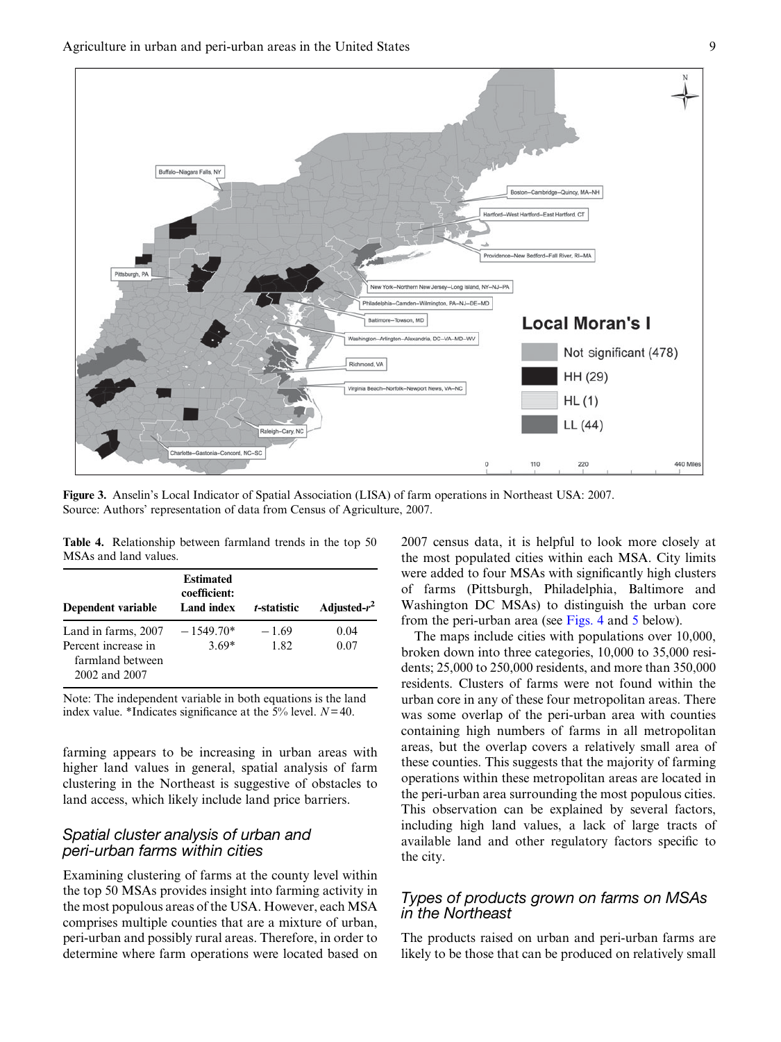**Figure 3.** Anselin's Local Indicator of Spatial Association (LISA) of farm operations in Northeast USA: 2007. Source: Authors' representation of data from Census of Agriculture, 2007.

**Table 4.** Relationship between farmland trends in the top 50 MSAs and land values.

| Dependent variable | Estimated coefficient: Land index | *t*-statistic | Adjusted-$r^2$ |
|---|---|---|---|
| Land in farms, 2007 | −1549.70* | −1.69 | 0.04 |
| Percent increase in farmland between 2002 and 2007 | 3.69* | 1.82 | 0.07 |

Note: The independent variable in both equations is the land index value. *Indicates significance at the 5% level. $N = 40$.

farming appears to be increasing in urban areas with higher land values in general, spatial analysis of farm clustering in the Northeast is suggestive of obstacles to land access, which likely include land price barriers.

## Spatial cluster analysis of urban and peri-urban farms within cities

Examining clustering of farms at the county level within the top 50 MSAs provides insight into farming activity in the most populous areas of the USA. However, each MSA comprises multiple counties that are a mixture of urban, peri-urban and possibly rural areas. Therefore, in order to determine where farm operations were located based on 2007 census data, it is helpful to look more closely at the most populated cities within each MSA. City limits were added to four MSAs with significantly high clusters of farms (Pittsburgh, Philadelphia, Baltimore and Washington DC MSAs) to distinguish the urban core from the peri-urban area (see Figs. 4 and 5 below).

The maps include cities with populations over 10,000, broken down into three categories, 10,000 to 35,000 residents; 25,000 to 250,000 residents, and more than 350,000 residents. Clusters of farms were not found within the urban core in any of these four metropolitan areas. There was some overlap of the peri-urban area with counties containing high numbers of farms in all metropolitan areas, but the overlap covers a relatively small area of these counties. This suggests that the majority of farming operations within these metropolitan areas are located in the peri-urban area surrounding the most populous cities. This observation can be explained by several factors, including high land values, a lack of large tracts of available land and other regulatory factors specific to the city.

## Types of products grown on farms on MSAs in the Northeast

The products raised on urban and peri-urban farms are likely to be those that can be produced on relatively small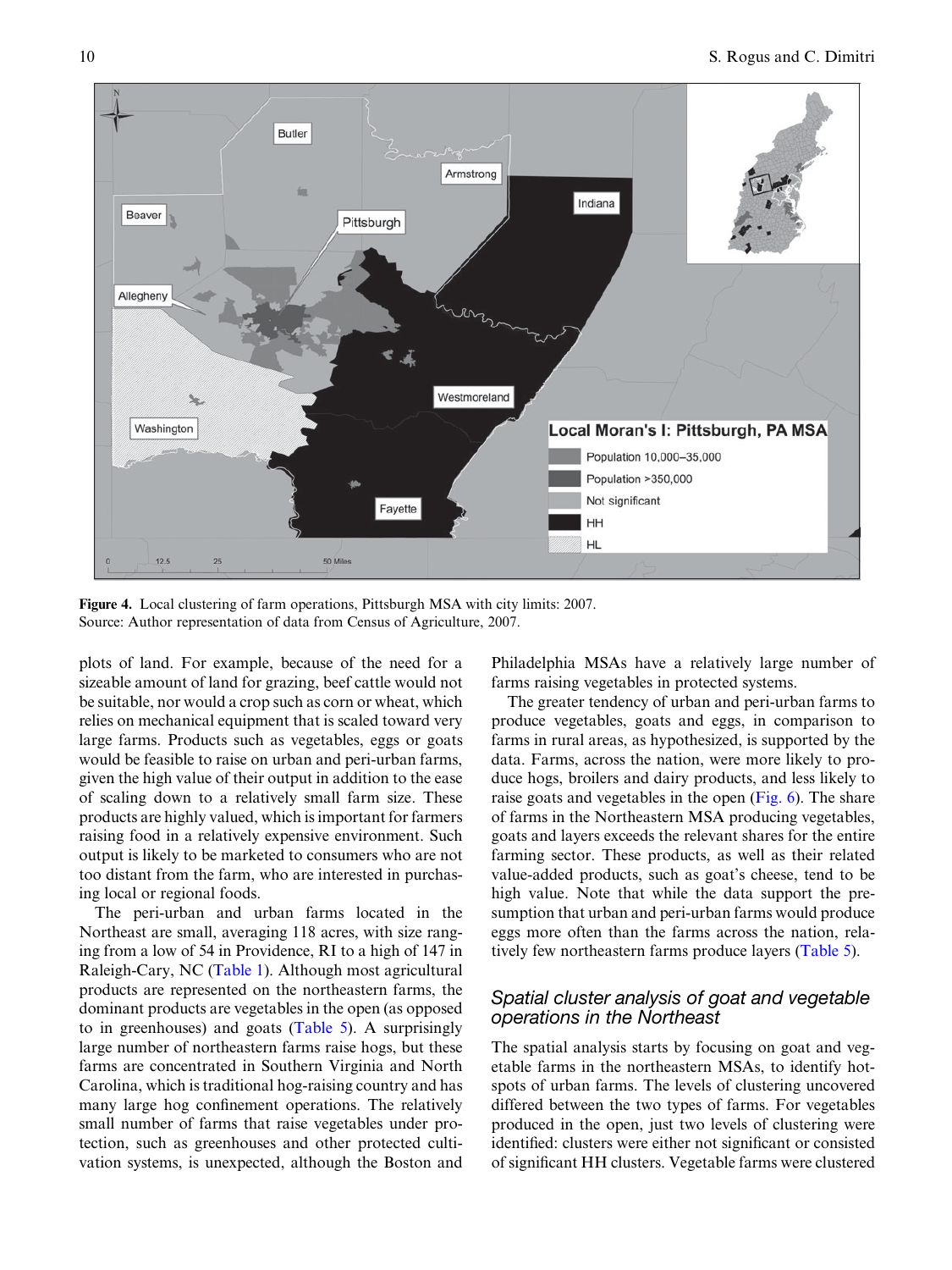Butler

Armstrong

Beaver

Pittsburgh

Indiana

Allegheny

Westmoreland

Washington

Fayette

Local Moran's I: Pittsburgh, PA MSA

Population 10,000–35,000

Population >350,000

Not significant

HH

HL

0 12.5 25 50 Miles

**Figure 4.** Local clustering of farm operations, Pittsburgh MSA with city limits: 2007.
Source: Author representation of data from Census of Agriculture, 2007.

plots of land. For example, because of the need for a sizeable amount of land for grazing, beef cattle would not be suitable, nor would a crop such as corn or wheat, which relies on mechanical equipment that is scaled toward very large farms. Products such as vegetables, eggs or goats would be feasible to raise on urban and peri-urban farms, given the high value of their output in addition to the ease of scaling down to a relatively small farm size. These products are highly valued, which is important for farmers raising food in a relatively expensive environment. Such output is likely to be marketed to consumers who are not too distant from the farm, who are interested in purchasing local or regional foods.

The peri-urban and urban farms located in the Northeast are small, averaging 118 acres, with size ranging from a low of 54 in Providence, RI to a high of 147 in Raleigh-Cary, NC (Table 1). Although most agricultural products are represented on the northeastern farms, the dominant products are vegetables in the open (as opposed to in greenhouses) and goats (Table 5). A surprisingly large number of northeastern farms raise hogs, but these farms are concentrated in Southern Virginia and North Carolina, which is traditional hog-raising country and has many large hog confinement operations. The relatively small number of farms that raise vegetables under protection, such as greenhouses and other protected cultivation systems, is unexpected, although the Boston and Philadelphia MSAs have a relatively large number of farms raising vegetables in protected systems.

The greater tendency of urban and peri-urban farms to produce vegetables, goats and eggs, in comparison to farms in rural areas, as hypothesized, is supported by the data. Farms, across the nation, were more likely to produce hogs, broilers and dairy products, and less likely to raise goats and vegetables in the open (Fig. 6). The share of farms in the Northeastern MSA producing vegetables, goats and layers exceeds the relevant shares for the entire farming sector. These products, as well as their related value-added products, such as goat's cheese, tend to be high value. Note that while the data support the presumption that urban and peri-urban farms would produce eggs more often than the farms across the nation, relatively few northeastern farms produce layers (Table 5).

### *Spatial cluster analysis of goat and vegetable operations in the Northeast*

The spatial analysis starts by focusing on goat and vegetable farms in the northeastern MSAs, to identify hotspots of urban farms. The levels of clustering uncovered differed between the two types of farms. For vegetables produced in the open, just two levels of clustering were identified: clusters were either not significant or consisted of significant HH clusters. Vegetable farms were clustered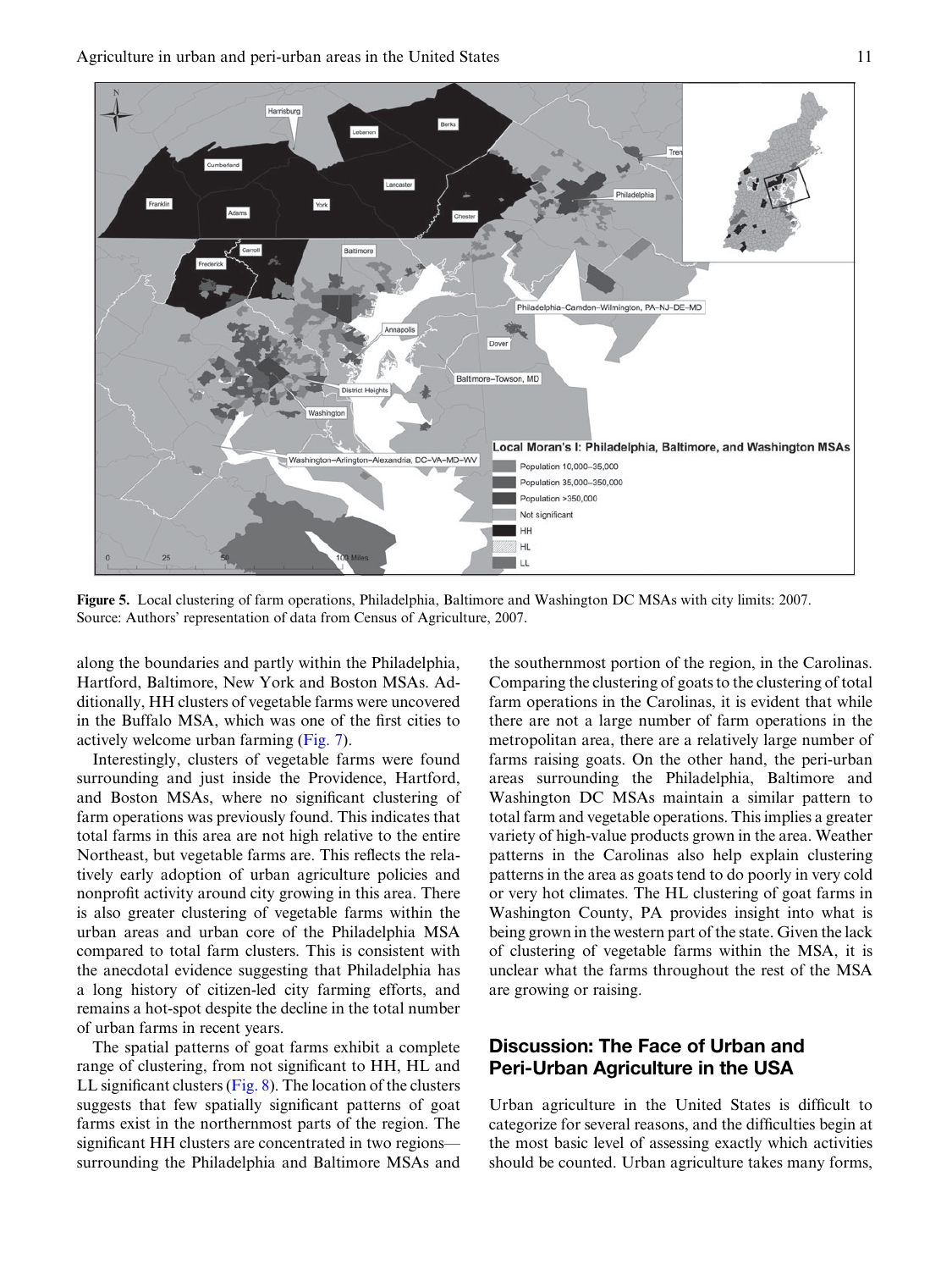Harrisburg
Berks
Lebanon
Cumberland
Lancaster
Franklin
Adams
York
Chester
Philadelphia
Tren
Carroll
Frederick
Baltimore
Philadelphia–Camden–Wilmington, PA–NJ–DE–MD
Annapolis
Dover
Baltimore–Towson, MD
District Heights
Washington
Washington–Arlington–Alexandria, DC–VA–MD–WV
Local Moran's I: Philadelphia, Baltimore, and Washington MSAs
Population 10,000–35,000
Population 35,000–350,000
Population >350,000
Not significant
HH
HL
LL
0 25 50 100 Miles

**Figure 5.** Local clustering of farm operations, Philadelphia, Baltimore and Washington DC MSAs with city limits: 2007. Source: Authors' representation of data from Census of Agriculture, 2007.

along the boundaries and partly within the Philadelphia, Hartford, Baltimore, New York and Boston MSAs. Additionally, HH clusters of vegetable farms were uncovered in the Buffalo MSA, which was one of the first cities to actively welcome urban farming (Fig. 7).

Interestingly, clusters of vegetable farms were found surrounding and just inside the Providence, Hartford, and Boston MSAs, where no significant clustering of farm operations was previously found. This indicates that total farms in this area are not high relative to the entire Northeast, but vegetable farms are. This reflects the relatively early adoption of urban agriculture policies and nonprofit activity around city growing in this area. There is also greater clustering of vegetable farms within the urban areas and urban core of the Philadelphia MSA compared to total farm clusters. This is consistent with the anecdotal evidence suggesting that Philadelphia has a long history of citizen-led city farming efforts, and remains a hot-spot despite the decline in the total number of urban farms in recent years.

The spatial patterns of goat farms exhibit a complete range of clustering, from not significant to HH, HL and LL significant clusters (Fig. 8). The location of the clusters suggests that few spatially significant patterns of goat farms exist in the northernmost parts of the region. The significant HH clusters are concentrated in two regions—surrounding the Philadelphia and Baltimore MSAs and the southernmost portion of the region, in the Carolinas. Comparing the clustering of goats to the clustering of total farm operations in the Carolinas, it is evident that while there are not a large number of farm operations in the metropolitan area, there are a relatively large number of farms raising goats. On the other hand, the peri-urban areas surrounding the Philadelphia, Baltimore and Washington DC MSAs maintain a similar pattern to total farm and vegetable operations. This implies a greater variety of high-value products grown in the area. Weather patterns in the Carolinas also help explain clustering patterns in the area as goats tend to do poorly in very cold or very hot climates. The HL clustering of goat farms in Washington County, PA provides insight into what is being grown in the western part of the state. Given the lack of clustering of vegetable farms within the MSA, it is unclear what the farms throughout the rest of the MSA are growing or raising.

## Discussion: The Face of Urban and Peri-Urban Agriculture in the USA

Urban agriculture in the United States is difficult to categorize for several reasons, and the difficulties begin at the most basic level of assessing exactly which activities should be counted. Urban agriculture takes many forms,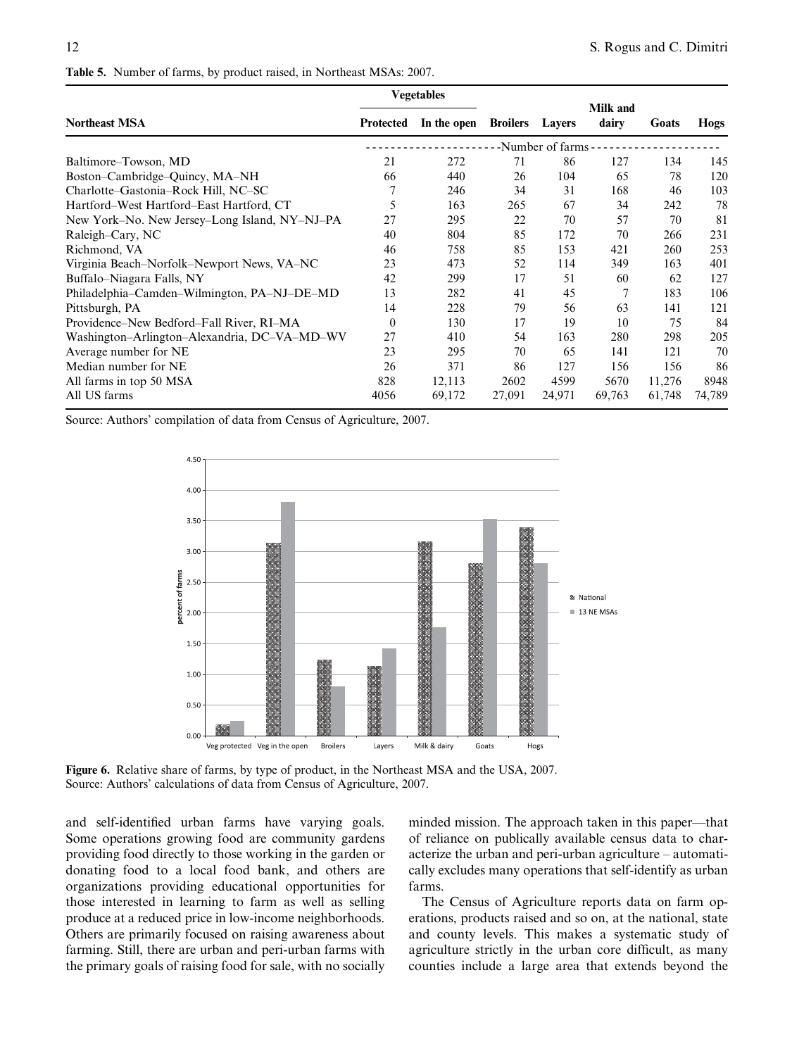**Table 5.** Number of farms, by product raised, in Northeast MSAs: 2007.

| Northeast MSA | Vegetables | | Broilers | Layers | Milk and dairy | Goats | Hogs |
|---|---|---|---|---|---|---|---|
| | Protected | In the open | | | | | |
| | Number of farms | | | | | | |
| Baltimore–Towson, MD | 21 | 272 | 71 | 86 | 127 | 134 | 145 |
| Boston–Cambridge–Quincy, MA–NH | 66 | 440 | 26 | 104 | 65 | 78 | 120 |
| Charlotte–Gastonia–Rock Hill, NC–SC | 7 | 246 | 34 | 31 | 168 | 46 | 103 |
| Hartford–West Hartford–East Hartford, CT | 5 | 163 | 265 | 67 | 34 | 242 | 78 |
| New York–No. New Jersey–Long Island, NY–NJ–PA | 27 | 295 | 22 | 70 | 57 | 70 | 81 |
| Raleigh–Cary, NC | 40 | 804 | 85 | 172 | 70 | 266 | 231 |
| Richmond, VA | 46 | 758 | 85 | 153 | 421 | 260 | 253 |
| Virginia Beach–Norfolk–Newport News, VA–NC | 23 | 473 | 52 | 114 | 349 | 163 | 401 |
| Buffalo–Niagara Falls, NY | 42 | 299 | 17 | 51 | 60 | 62 | 127 |
| Philadelphia–Camden–Wilmington, PA–NJ–DE–MD | 13 | 282 | 41 | 45 | 7 | 183 | 106 |
| Pittsburgh, PA | 14 | 228 | 79 | 56 | 63 | 141 | 121 |
| Providence–New Bedford–Fall River, RI–MA | 0 | 130 | 17 | 19 | 10 | 75 | 84 |
| Washington–Arlington–Alexandria, DC–VA–MD–WV | 27 | 410 | 54 | 163 | 280 | 298 | 205 |
| Average number for NE | 23 | 295 | 70 | 65 | 141 | 121 | 70 |
| Median number for NE | 26 | 371 | 86 | 127 | 156 | 156 | 86 |
| All farms in top 50 MSA | 828 | 12,113 | 2602 | 4599 | 5670 | 11,276 | 8948 |
| All US farms | 4056 | 69,172 | 27,091 | 24,971 | 69,763 | 61,748 | 74,789 |

Source: Authors' compilation of data from Census of Agriculture, 2007.

**Figure 6.** Relative share of farms, by type of product, in the Northeast MSA and the USA, 2007. Source: Authors' calculations of data from Census of Agriculture, 2007.

and self-identified urban farms have varying goals. Some operations growing food are community gardens providing food directly to those working in the garden or donating food to a local food bank, and others are organizations providing educational opportunities for those interested in learning to farm as well as selling produce at a reduced price in low-income neighborhoods. Others are primarily focused on raising awareness about farming. Still, there are urban and peri-urban farms with the primary goals of raising food for sale, with no socially minded mission. The approach taken in this paper—that of reliance on publically available census data to characterize the urban and peri-urban agriculture – automatically excludes many operations that self-identify as urban farms.

The Census of Agriculture reports data on farm operations, products raised and so on, at the national, state and county levels. This makes a systematic study of agriculture strictly in the urban core difficult, as many counties include a large area that extends beyond the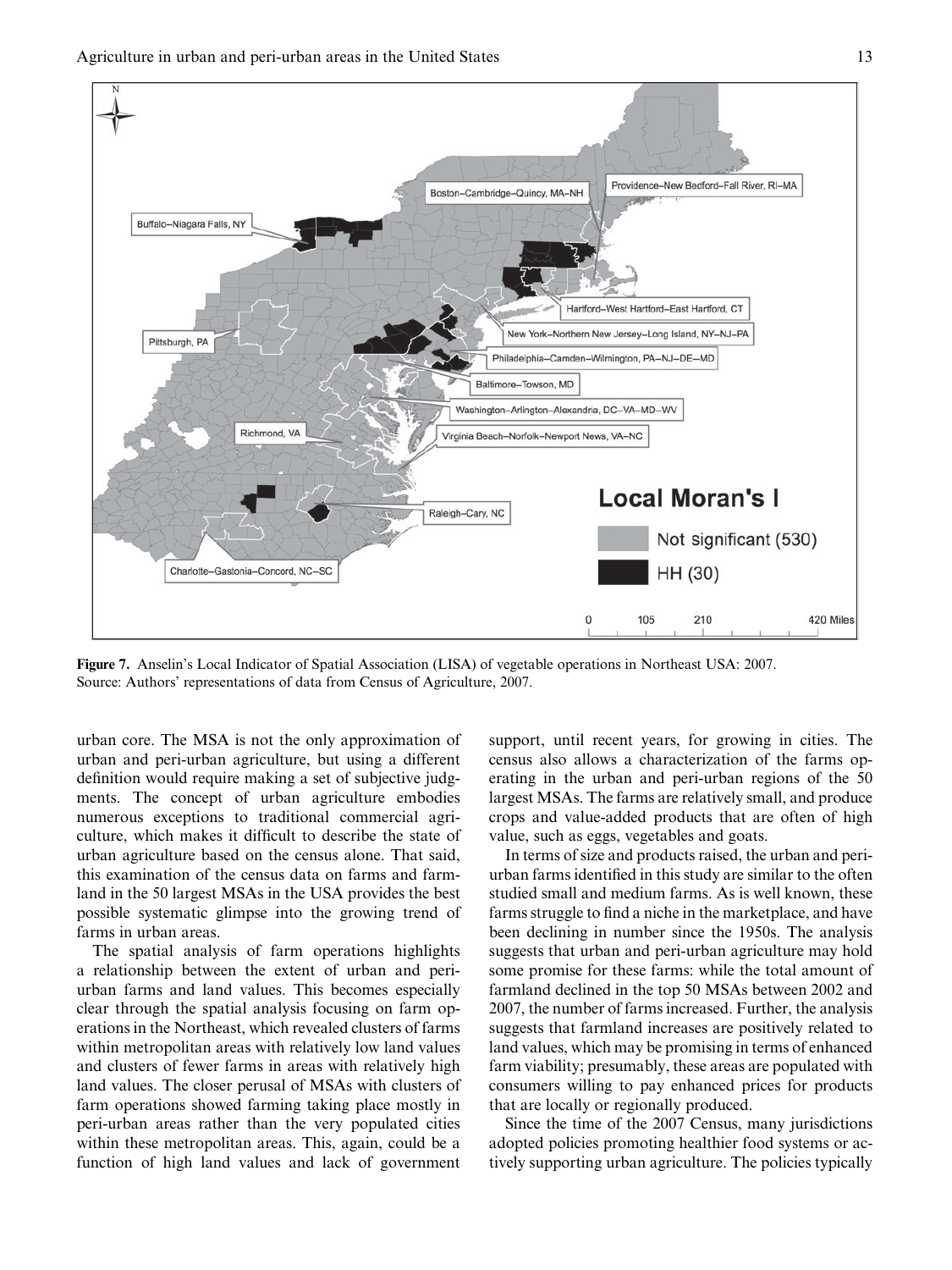**Figure 7.** Anselin's Local Indicator of Spatial Association (LISA) of vegetable operations in Northeast USA: 2007.
Source: Authors' representations of data from Census of Agriculture, 2007.

urban core. The MSA is not the only approximation of urban and peri-urban agriculture, but using a different definition would require making a set of subjective judgments. The concept of urban agriculture embodies numerous exceptions to traditional commercial agriculture, which makes it difficult to describe the state of urban agriculture based on the census alone. That said, this examination of the census data on farms and farmland in the 50 largest MSAs in the USA provides the best possible systematic glimpse into the growing trend of farms in urban areas.

The spatial analysis of farm operations highlights a relationship between the extent of urban and peri-urban farms and land values. This becomes especially clear through the spatial analysis focusing on farm operations in the Northeast, which revealed clusters of farms within metropolitan areas with relatively low land values and clusters of fewer farms in areas with relatively high land values. The closer perusal of MSAs with clusters of farm operations showed farming taking place mostly in peri-urban areas rather than the very populated cities within these metropolitan areas. This, again, could be a function of high land values and lack of government support, until recent years, for growing in cities. The census also allows a characterization of the farms operating in the urban and peri-urban regions of the 50 largest MSAs. The farms are relatively small, and produce crops and value-added products that are often of high value, such as eggs, vegetables and goats.

In terms of size and products raised, the urban and peri-urban farms identified in this study are similar to the often studied small and medium farms. As is well known, these farms struggle to find a niche in the marketplace, and have been declining in number since the 1950s. The analysis suggests that urban and peri-urban agriculture may hold some promise for these farms: while the total amount of farmland declined in the top 50 MSAs between 2002 and 2007, the number of farms increased. Further, the analysis suggests that farmland increases are positively related to land values, which may be promising in terms of enhanced farm viability; presumably, these areas are populated with consumers willing to pay enhanced prices for products that are locally or regionally produced.

Since the time of the 2007 Census, many jurisdictions adopted policies promoting healthier food systems or actively supporting urban agriculture. The policies typically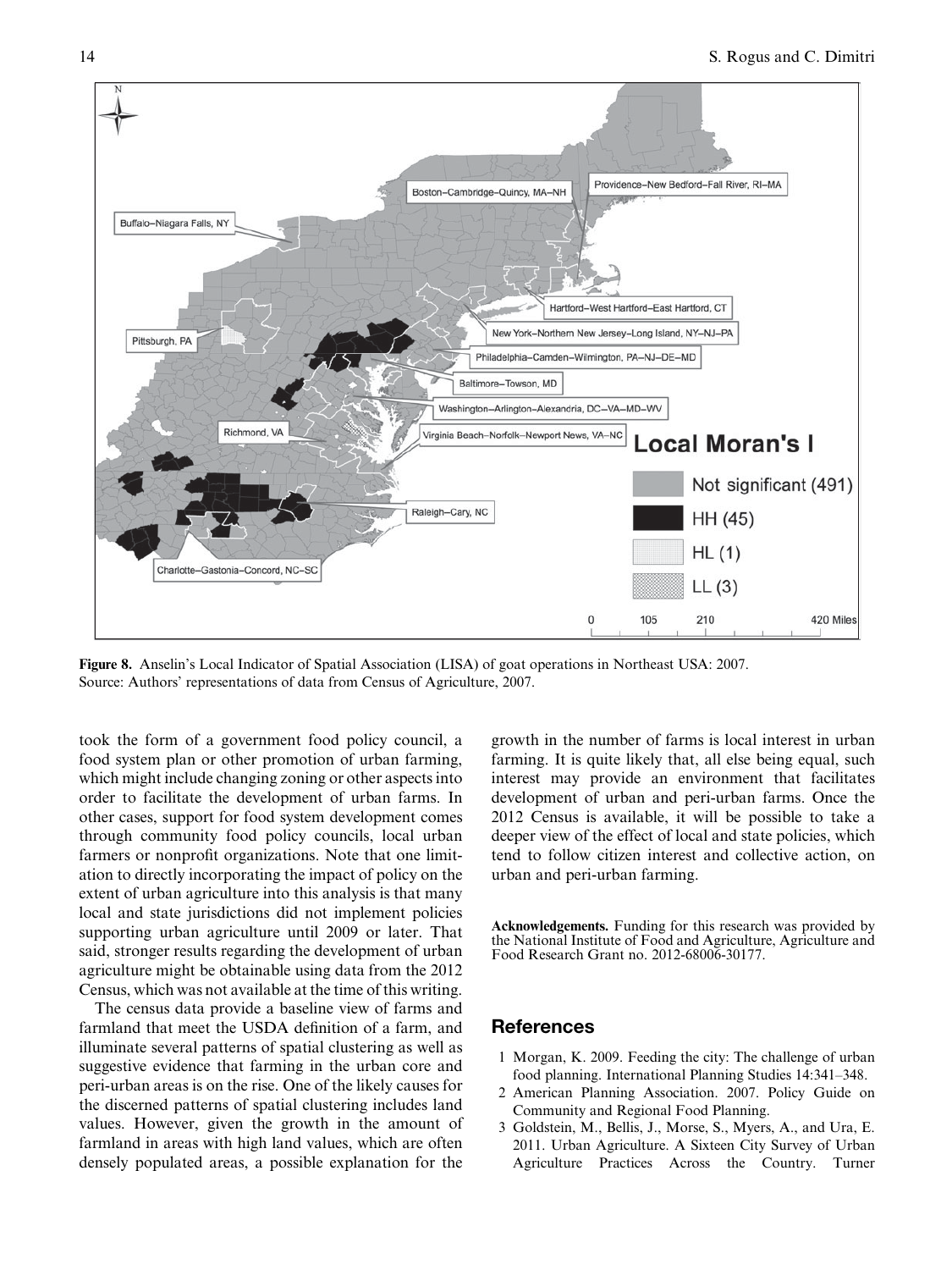Buffalo–Niagara Falls, NY

Boston–Cambridge–Quincy, MA–NH

Providence–New Bedford–Fall River, RI–MA

Hartford–West Hartford–East Hartford, CT

New York–Northern New Jersey–Long Island, NY–NJ–PA

Pittsburgh, PA

Philadelphia–Camden–Wilmington, PA–NJ–DE–MD

Baltimore–Towson, MD

Washington–Arlington–Alexandria, DC–VA–MD–WV

Richmond, VA

Virginia Beach–Norfolk–Newport News, VA–NC

Raleigh–Cary, NC

Charlotte–Gastonia–Concord, NC–SC

Local Moran's I

Not significant (491)

HH (45)

HL (1)

LL (3)

0 105 210 420 Miles

**Figure 8.** Anselin's Local Indicator of Spatial Association (LISA) of goat operations in Northeast USA: 2007.
Source: Authors' representations of data from Census of Agriculture, 2007.

took the form of a government food policy council, a food system plan or other promotion of urban farming, which might include changing zoning or other aspects into order to facilitate the development of urban farms. In other cases, support for food system development comes through community food policy councils, local urban farmers or nonprofit organizations. Note that one limitation to directly incorporating the impact of policy on the extent of urban agriculture into this analysis is that many local and state jurisdictions did not implement policies supporting urban agriculture until 2009 or later. That said, stronger results regarding the development of urban agriculture might be obtainable using data from the 2012 Census, which was not available at the time of this writing.

The census data provide a baseline view of farms and farmland that meet the USDA definition of a farm, and illuminate several patterns of spatial clustering as well as suggestive evidence that farming in the urban core and peri-urban areas is on the rise. One of the likely causes for the discerned patterns of spatial clustering includes land values. However, given the growth in the amount of farmland in areas with high land values, which are often densely populated areas, a possible explanation for the growth in the number of farms is local interest in urban farming. It is quite likely that, all else being equal, such interest may provide an environment that facilitates development of urban and peri-urban farms. Once the 2012 Census is available, it will be possible to take a deeper view of the effect of local and state policies, which tend to follow citizen interest and collective action, on urban and peri-urban farming.

**Acknowledgements.** Funding for this research was provided by the National Institute of Food and Agriculture, Agriculture and Food Research Grant no. 2012-68006-30177.

## References

1 Morgan, K. 2009. Feeding the city: The challenge of urban food planning. International Planning Studies 14:341–348.

2 American Planning Association. 2007. Policy Guide on Community and Regional Food Planning.

3 Goldstein, M., Bellis, J., Morse, S., Myers, A., and Ura, E. 2011. Urban Agriculture. A Sixteen City Survey of Urban Agriculture Practices Across the Country. Turner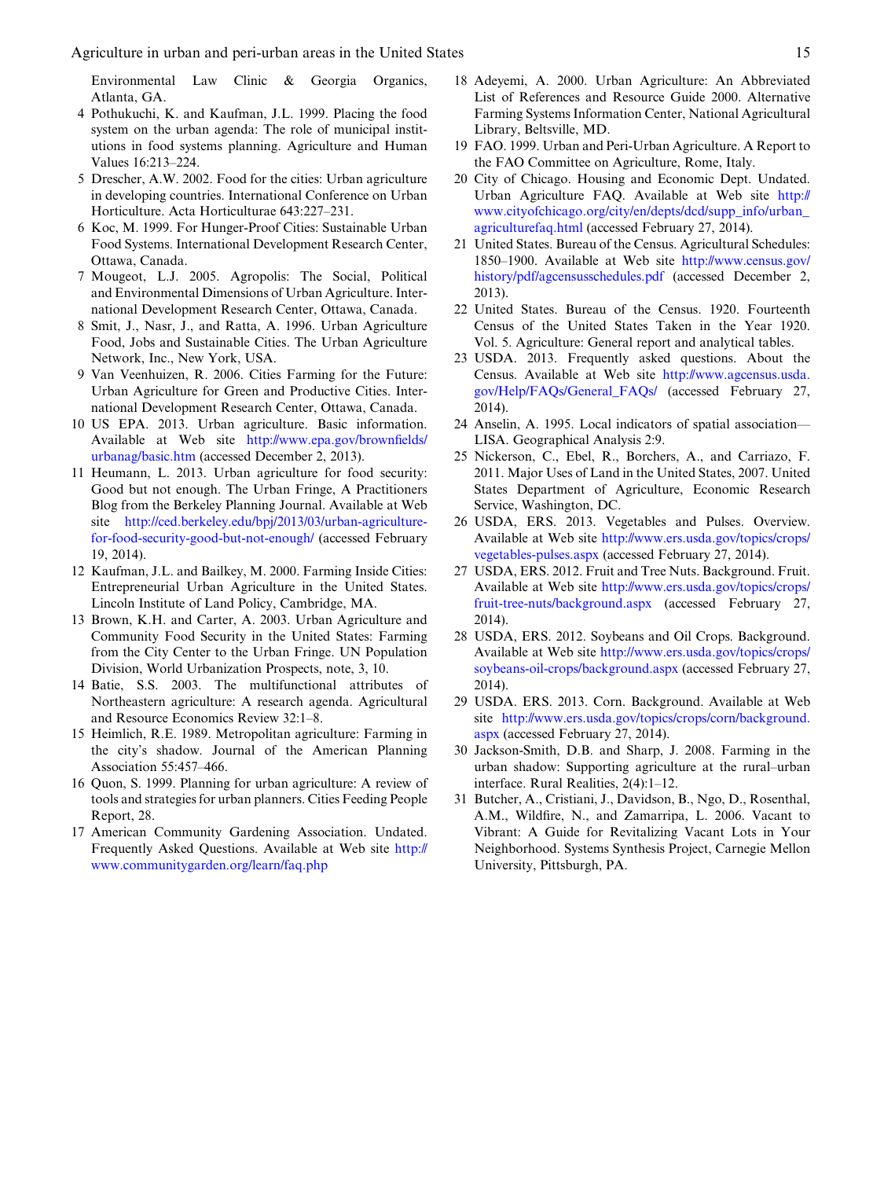Environmental Law Clinic & Georgia Organics, Atlanta, GA.

4 Pothukuchi, K. and Kaufman, J.L. 1999. Placing the food system on the urban agenda: The role of municipal institutions in food systems planning. Agriculture and Human Values 16:213–224.

5 Drescher, A.W. 2002. Food for the cities: Urban agriculture in developing countries. International Conference on Urban Horticulture. Acta Horticulturae 643:227–231.

6 Koc, M. 1999. For Hunger-Proof Cities: Sustainable Urban Food Systems. International Development Research Center, Ottawa, Canada.

7 Mougeot, L.J. 2005. Agropolis: The Social, Political and Environmental Dimensions of Urban Agriculture. International Development Research Center, Ottawa, Canada.

8 Smit, J., Nasr, J., and Ratta, A. 1996. Urban Agriculture Food, Jobs and Sustainable Cities. The Urban Agriculture Network, Inc., New York, USA.

9 Van Veenhuizen, R. 2006. Cities Farming for the Future: Urban Agriculture for Green and Productive Cities. International Development Research Center, Ottawa, Canada.

10 US EPA. 2013. Urban agriculture. Basic information. Available at Web site http://www.epa.gov/brownfields/urbanag/basic.htm (accessed December 2, 2013).

11 Heumann, L. 2013. Urban agriculture for food security: Good but not enough. The Urban Fringe, A Practitioners Blog from the Berkeley Planning Journal. Available at Web site http://ced.berkeley.edu/bpj/2013/03/urban-agriculture-for-food-security-good-but-not-enough/ (accessed February 19, 2014).

12 Kaufman, J.L. and Bailkey, M. 2000. Farming Inside Cities: Entrepreneurial Urban Agriculture in the United States. Lincoln Institute of Land Policy, Cambridge, MA.

13 Brown, K.H. and Carter, A. 2003. Urban Agriculture and Community Food Security in the United States: Farming from the City Center to the Urban Fringe. UN Population Division, World Urbanization Prospects, note, 3, 10.

14 Batie, S.S. 2003. The multifunctional attributes of Northeastern agriculture: A research agenda. Agricultural and Resource Economics Review 32:1–8.

15 Heimlich, R.E. 1989. Metropolitan agriculture: Farming in the city's shadow. Journal of the American Planning Association 55:457–466.

16 Quon, S. 1999. Planning for urban agriculture: A review of tools and strategies for urban planners. Cities Feeding People Report, 28.

17 American Community Gardening Association. Undated. Frequently Asked Questions. Available at Web site http://www.communitygarden.org/learn/faq.php

18 Adeyemi, A. 2000. Urban Agriculture: An Abbreviated List of References and Resource Guide 2000. Alternative Farming Systems Information Center, National Agricultural Library, Beltsville, MD.

19 FAO. 1999. Urban and Peri-Urban Agriculture. A Report to the FAO Committee on Agriculture, Rome, Italy.

20 City of Chicago. Housing and Economic Dept. Undated. Urban Agriculture FAQ. Available at Web site http://www.cityofchicago.org/city/en/depts/dcd/supp_info/urban_agriculturefaq.html (accessed February 27, 2014).

21 United States. Bureau of the Census. Agricultural Schedules: 1850–1900. Available at Web site http://www.census.gov/history/pdf/agcensusschedules.pdf (accessed December 2, 2013).

22 United States. Bureau of the Census. 1920. Fourteenth Census of the United States Taken in the Year 1920. Vol. 5. Agriculture: General report and analytical tables.

23 USDA. 2013. Frequently asked questions. About the Census. Available at Web site http://www.agcensus.usda.gov/Help/FAQs/General_FAQs/ (accessed February 27, 2014).

24 Anselin, A. 1995. Local indicators of spatial association—LISA. Geographical Analysis 2:9.

25 Nickerson, C., Ebel, R., Borchers, A., and Carriazo, F. 2011. Major Uses of Land in the United States, 2007. United States Department of Agriculture, Economic Research Service, Washington, DC.

26 USDA, ERS. 2013. Vegetables and Pulses. Overview. Available at Web site http://www.ers.usda.gov/topics/crops/vegetables-pulses.aspx (accessed February 27, 2014).

27 USDA, ERS. 2012. Fruit and Tree Nuts. Background. Fruit. Available at Web site http://www.ers.usda.gov/topics/crops/fruit-tree-nuts/background.aspx (accessed February 27, 2014).

28 USDA, ERS. 2012. Soybeans and Oil Crops. Background. Available at Web site http://www.ers.usda.gov/topics/crops/soybeans-oil-crops/background.aspx (accessed February 27, 2014).

29 USDA. ERS. 2013. Corn. Background. Available at Web site http://www.ers.usda.gov/topics/crops/corn/background.aspx (accessed February 27, 2014).

30 Jackson-Smith, D.B. and Sharp, J. 2008. Farming in the urban shadow: Supporting agriculture at the rural–urban interface. Rural Realities, 2(4):1–12.

31 Butcher, A., Cristiani, J., Davidson, B., Ngo, D., Rosenthal, A.M., Wildfire, N., and Zamarripa, L. 2006. Vacant to Vibrant: A Guide for Revitalizing Vacant Lots in Your Neighborhood. Systems Synthesis Project, Carnegie Mellon University, Pittsburgh, PA.